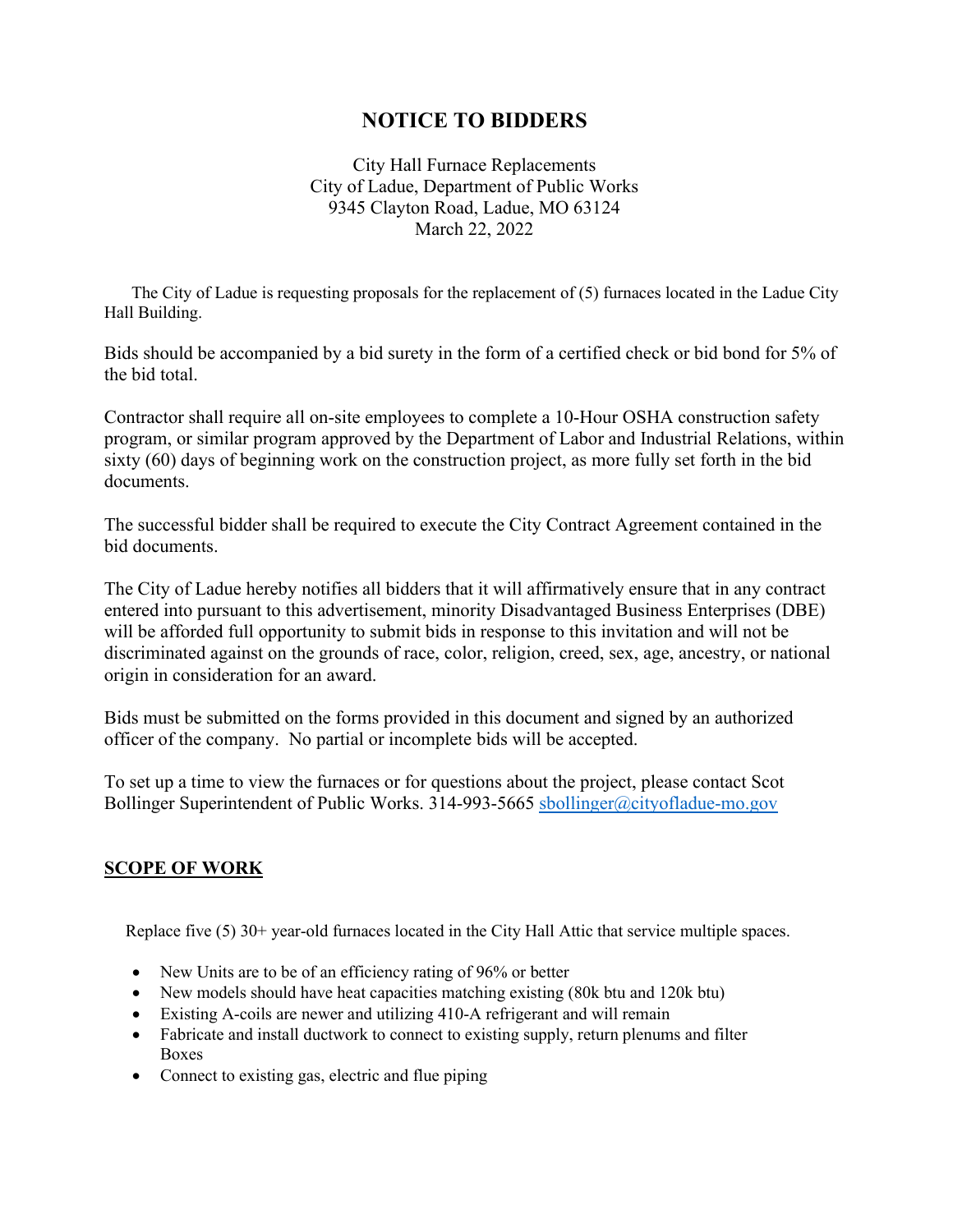# NOTICE TO BIDDERS

City Hall Furnace Replacements
City of Ladue, Department of Public Works
9345 Clayton Road, Ladue, MO 63124
March 22, 2022

The City of Ladue is requesting proposals for the replacement of (5) furnaces located in the Ladue City Hall Building.

Bids should be accompanied by a bid surety in the form of a certified check or bid bond for 5% of the bid total.

Contractor shall require all on-site employees to complete a 10-Hour OSHA construction safety program, or similar program approved by the Department of Labor and Industrial Relations, within sixty (60) days of beginning work on the construction project, as more fully set forth in the bid documents.

The successful bidder shall be required to execute the City Contract Agreement contained in the bid documents.

The City of Ladue hereby notifies all bidders that it will affirmatively ensure that in any contract entered into pursuant to this advertisement, minority Disadvantaged Business Enterprises (DBE) will be afforded full opportunity to submit bids in response to this invitation and will not be discriminated against on the grounds of race, color, religion, creed, sex, age, ancestry, or national origin in consideration for an award.

Bids must be submitted on the forms provided in this document and signed by an authorized officer of the company. No partial or incomplete bids will be accepted.

To set up a time to view the furnaces or for questions about the project, please contact Scot Bollinger Superintendent of Public Works. 314-993-5665 sbollinger@cityofladue-mo.gov

## SCOPE OF WORK

Replace five (5) 30+ year-old furnaces located in the City Hall Attic that service multiple spaces.

- New Units are to be of an efficiency rating of 96% or better
- New models should have heat capacities matching existing (80k btu and 120k btu)
- Existing A-coils are newer and utilizing 410-A refrigerant and will remain
- Fabricate and install ductwork to connect to existing supply, return plenums and filter Boxes
- Connect to existing gas, electric and flue piping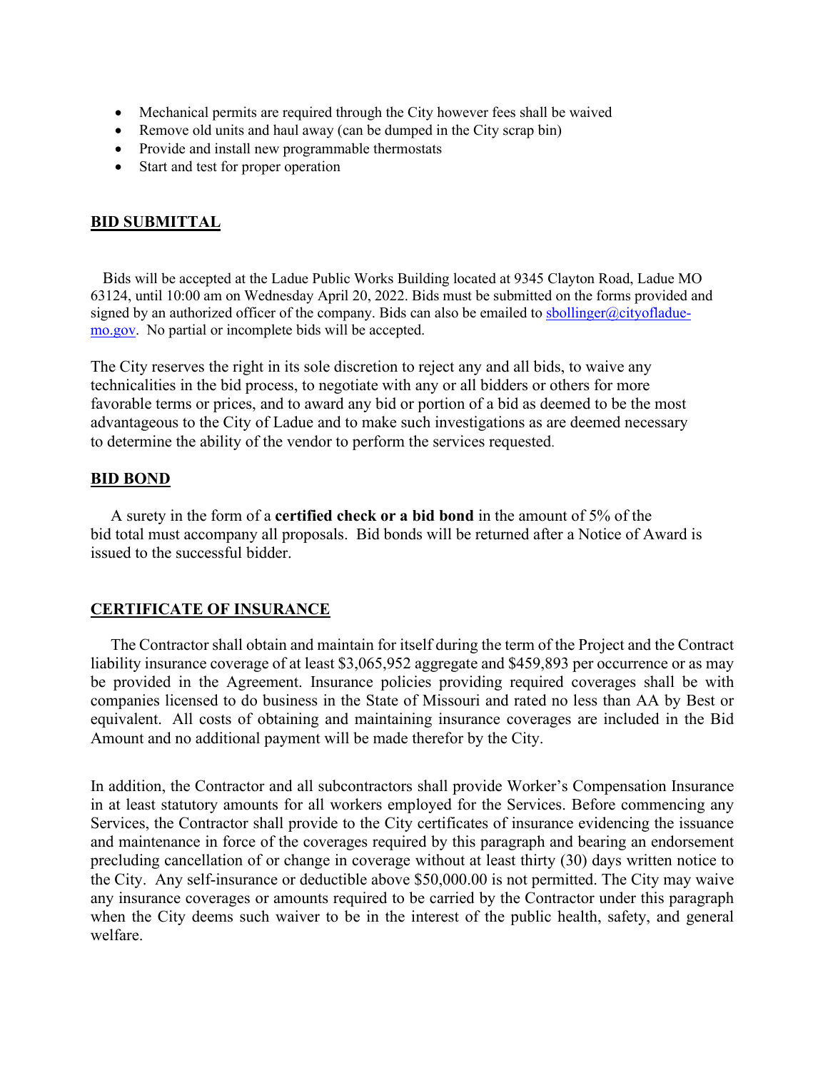- Mechanical permits are required through the City however fees shall be waived
- Remove old units and haul away (can be dumped in the City scrap bin)
- Provide and install new programmable thermostats
- Start and test for proper operation

## BID SUBMITTAL

Bids will be accepted at the Ladue Public Works Building located at 9345 Clayton Road, Ladue MO 63124, until 10:00 am on Wednesday April 20, 2022. Bids must be submitted on the forms provided and signed by an authorized officer of the company. Bids can also be emailed to sbollinger@cityofladue-mo.gov. No partial or incomplete bids will be accepted.

The City reserves the right in its sole discretion to reject any and all bids, to waive any technicalities in the bid process, to negotiate with any or all bidders or others for more favorable terms or prices, and to award any bid or portion of a bid as deemed to be the most advantageous to the City of Ladue and to make such investigations as are deemed necessary to determine the ability of the vendor to perform the services requested.

## BID BOND

A surety in the form of a **certified check or a bid bond** in the amount of 5% of the bid total must accompany all proposals. Bid bonds will be returned after a Notice of Award is issued to the successful bidder.

## CERTIFICATE OF INSURANCE

The Contractor shall obtain and maintain for itself during the term of the Project and the Contract liability insurance coverage of at least $3,065,952 aggregate and $459,893 per occurrence or as may be provided in the Agreement. Insurance policies providing required coverages shall be with companies licensed to do business in the State of Missouri and rated no less than AA by Best or equivalent. All costs of obtaining and maintaining insurance coverages are included in the Bid Amount and no additional payment will be made therefor by the City.

In addition, the Contractor and all subcontractors shall provide Worker's Compensation Insurance in at least statutory amounts for all workers employed for the Services. Before commencing any Services, the Contractor shall provide to the City certificates of insurance evidencing the issuance and maintenance in force of the coverages required by this paragraph and bearing an endorsement precluding cancellation of or change in coverage without at least thirty (30) days written notice to the City. Any self-insurance or deductible above $50,000.00 is not permitted. The City may waive any insurance coverages or amounts required to be carried by the Contractor under this paragraph when the City deems such waiver to be in the interest of the public health, safety, and general welfare.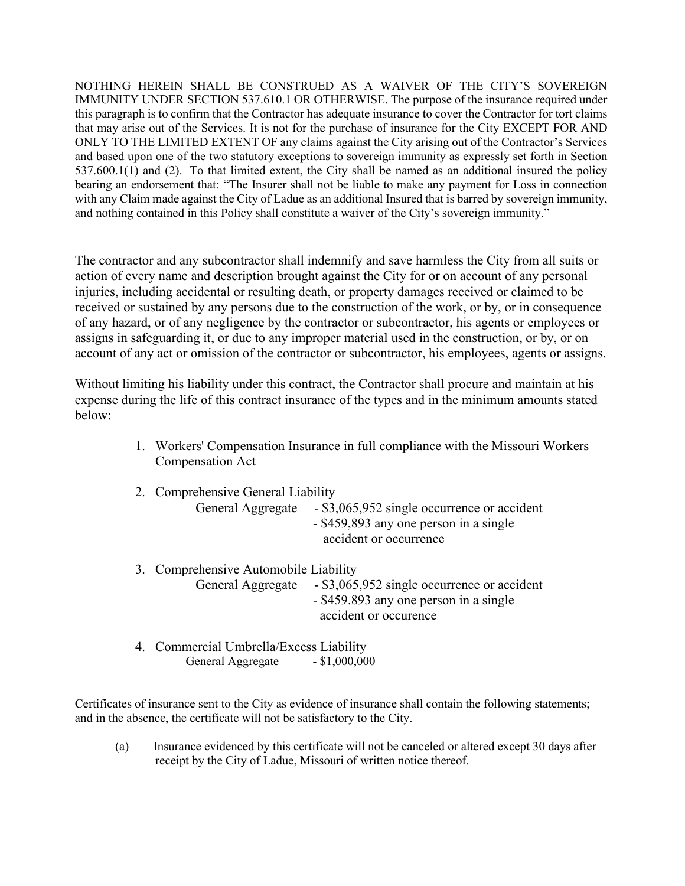NOTHING HEREIN SHALL BE CONSTRUED AS A WAIVER OF THE CITY'S SOVEREIGN IMMUNITY UNDER SECTION 537.610.1 OR OTHERWISE. The purpose of the insurance required under this paragraph is to confirm that the Contractor has adequate insurance to cover the Contractor for tort claims that may arise out of the Services. It is not for the purchase of insurance for the City EXCEPT FOR AND ONLY TO THE LIMITED EXTENT OF any claims against the City arising out of the Contractor's Services and based upon one of the two statutory exceptions to sovereign immunity as expressly set forth in Section 537.600.1(1) and (2). To that limited extent, the City shall be named as an additional insured the policy bearing an endorsement that: "The Insurer shall not be liable to make any payment for Loss in connection with any Claim made against the City of Ladue as an additional Insured that is barred by sovereign immunity, and nothing contained in this Policy shall constitute a waiver of the City's sovereign immunity."

The contractor and any subcontractor shall indemnify and save harmless the City from all suits or action of every name and description brought against the City for or on account of any personal injuries, including accidental or resulting death, or property damages received or claimed to be received or sustained by any persons due to the construction of the work, or by, or in consequence of any hazard, or of any negligence by the contractor or subcontractor, his agents or employees or assigns in safeguarding it, or due to any improper material used in the construction, or by, or on account of any act or omission of the contractor or subcontractor, his employees, agents or assigns.

Without limiting his liability under this contract, the Contractor shall procure and maintain at his expense during the life of this contract insurance of the types and in the minimum amounts stated below:

1. Workers' Compensation Insurance in full compliance with the Missouri Workers Compensation Act

2. Comprehensive General Liability
   General Aggregate - $3,065,952 single occurrence or accident
   - $459,893 any one person in a single accident or occurrence

3. Comprehensive Automobile Liability
   General Aggregate - $3,065,952 single occurrence or accident
   - $459.893 any one person in a single accident or occurence

4. Commercial Umbrella/Excess Liability
   General Aggregate - $1,000,000

Certificates of insurance sent to the City as evidence of insurance shall contain the following statements; and in the absence, the certificate will not be satisfactory to the City.

(a) Insurance evidenced by this certificate will not be canceled or altered except 30 days after receipt by the City of Ladue, Missouri of written notice thereof.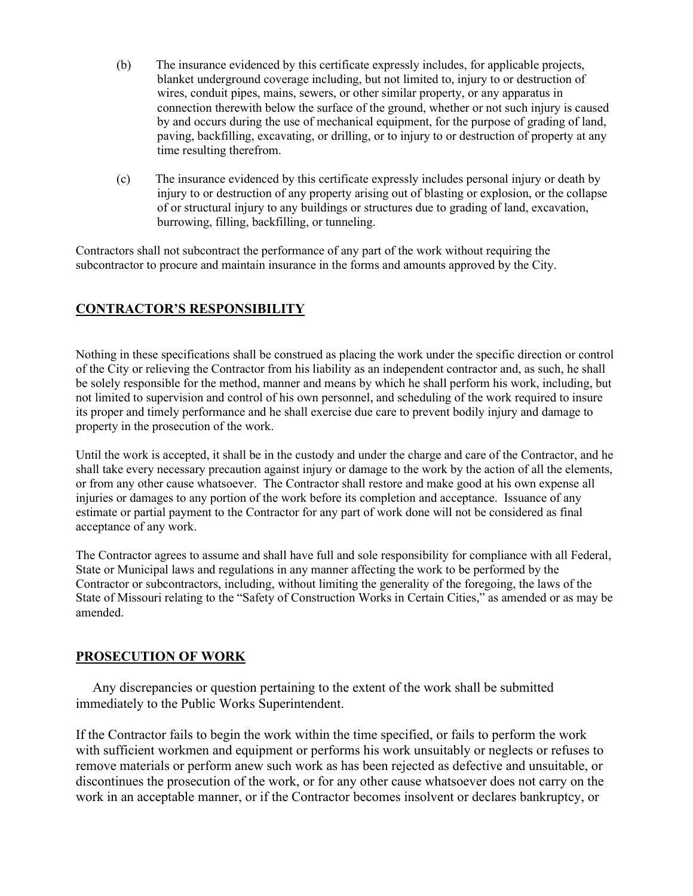(b) The insurance evidenced by this certificate expressly includes, for applicable projects, blanket underground coverage including, but not limited to, injury to or destruction of wires, conduit pipes, mains, sewers, or other similar property, or any apparatus in connection therewith below the surface of the ground, whether or not such injury is caused by and occurs during the use of mechanical equipment, for the purpose of grading of land, paving, backfilling, excavating, or drilling, or to injury to or destruction of property at any time resulting therefrom.

(c) The insurance evidenced by this certificate expressly includes personal injury or death by injury to or destruction of any property arising out of blasting or explosion, or the collapse of or structural injury to any buildings or structures due to grading of land, excavation, burrowing, filling, backfilling, or tunneling.

Contractors shall not subcontract the performance of any part of the work without requiring the subcontractor to procure and maintain insurance in the forms and amounts approved by the City.

## CONTRACTOR'S RESPONSIBILITY

Nothing in these specifications shall be construed as placing the work under the specific direction or control of the City or relieving the Contractor from his liability as an independent contractor and, as such, he shall be solely responsible for the method, manner and means by which he shall perform his work, including, but not limited to supervision and control of his own personnel, and scheduling of the work required to insure its proper and timely performance and he shall exercise due care to prevent bodily injury and damage to property in the prosecution of the work.

Until the work is accepted, it shall be in the custody and under the charge and care of the Contractor, and he shall take every necessary precaution against injury or damage to the work by the action of all the elements, or from any other cause whatsoever. The Contractor shall restore and make good at his own expense all injuries or damages to any portion of the work before its completion and acceptance. Issuance of any estimate or partial payment to the Contractor for any part of work done will not be considered as final acceptance of any work.

The Contractor agrees to assume and shall have full and sole responsibility for compliance with all Federal, State or Municipal laws and regulations in any manner affecting the work to be performed by the Contractor or subcontractors, including, without limiting the generality of the foregoing, the laws of the State of Missouri relating to the "Safety of Construction Works in Certain Cities," as amended or as may be amended.

## PROSECUTION OF WORK

Any discrepancies or question pertaining to the extent of the work shall be submitted immediately to the Public Works Superintendent.

If the Contractor fails to begin the work within the time specified, or fails to perform the work with sufficient workmen and equipment or performs his work unsuitably or neglects or refuses to remove materials or perform anew such work as has been rejected as defective and unsuitable, or discontinues the prosecution of the work, or for any other cause whatsoever does not carry on the work in an acceptable manner, or if the Contractor becomes insolvent or declares bankruptcy, or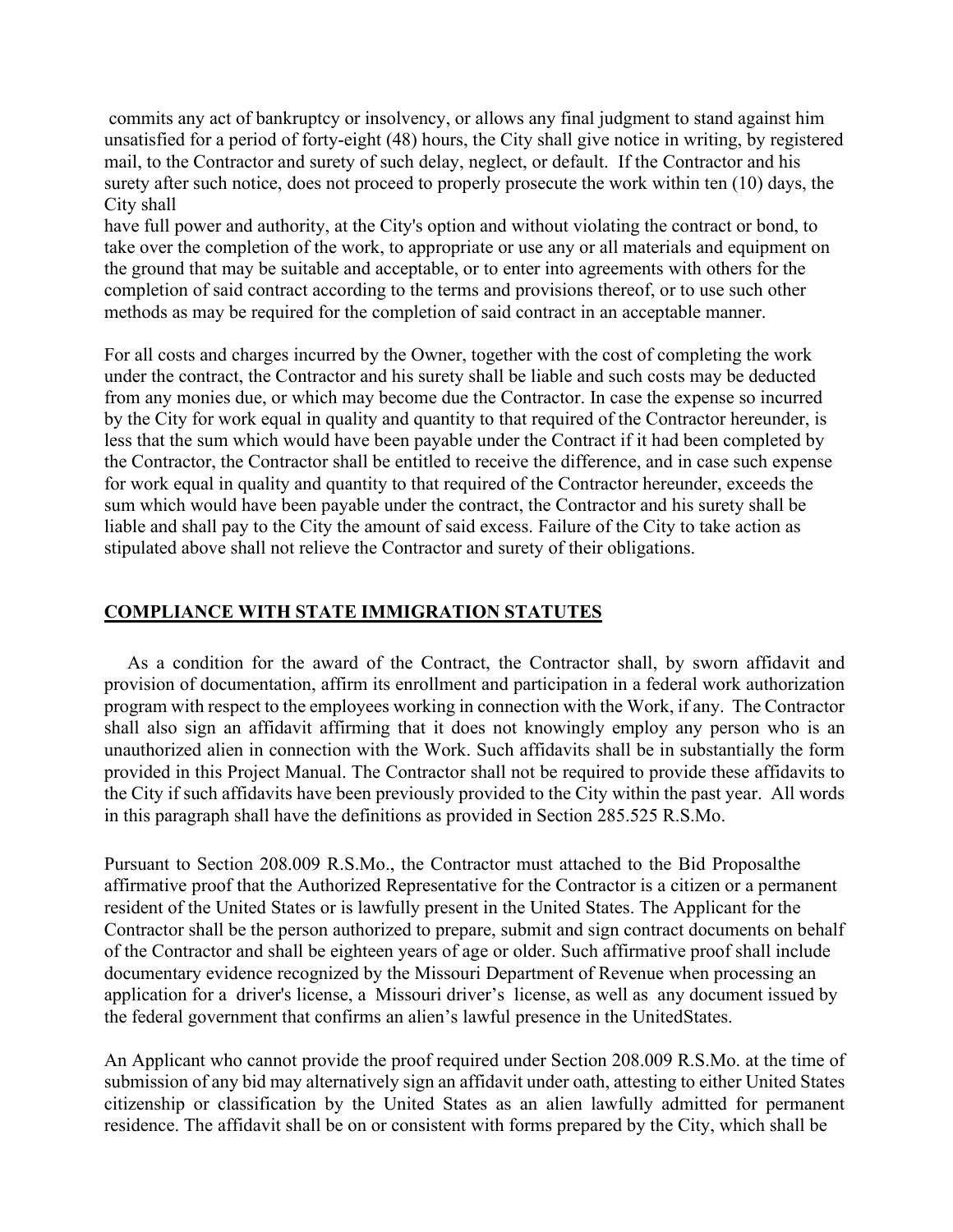commits any act of bankruptcy or insolvency, or allows any final judgment to stand against him unsatisfied for a period of forty-eight (48) hours, the City shall give notice in writing, by registered mail, to the Contractor and surety of such delay, neglect, or default. If the Contractor and his surety after such notice, does not proceed to properly prosecute the work within ten (10) days, the City shall
have full power and authority, at the City's option and without violating the contract or bond, to take over the completion of the work, to appropriate or use any or all materials and equipment on the ground that may be suitable and acceptable, or to enter into agreements with others for the completion of said contract according to the terms and provisions thereof, or to use such other methods as may be required for the completion of said contract in an acceptable manner.

For all costs and charges incurred by the Owner, together with the cost of completing the work under the contract, the Contractor and his surety shall be liable and such costs may be deducted from any monies due, or which may become due the Contractor. In case the expense so incurred by the City for work equal in quality and quantity to that required of the Contractor hereunder, is less that the sum which would have been payable under the Contract if it had been completed by the Contractor, the Contractor shall be entitled to receive the difference, and in case such expense for work equal in quality and quantity to that required of the Contractor hereunder, exceeds the sum which would have been payable under the contract, the Contractor and his surety shall be liable and shall pay to the City the amount of said excess. Failure of the City to take action as stipulated above shall not relieve the Contractor and surety of their obligations.

## COMPLIANCE WITH STATE IMMIGRATION STATUTES

As a condition for the award of the Contract, the Contractor shall, by sworn affidavit and provision of documentation, affirm its enrollment and participation in a federal work authorization program with respect to the employees working in connection with the Work, if any. The Contractor shall also sign an affidavit affirming that it does not knowingly employ any person who is an unauthorized alien in connection with the Work. Such affidavits shall be in substantially the form provided in this Project Manual. The Contractor shall not be required to provide these affidavits to the City if such affidavits have been previously provided to the City within the past year. All words in this paragraph shall have the definitions as provided in Section 285.525 R.S.Mo.

Pursuant to Section 208.009 R.S.Mo., the Contractor must attached to the Bid Proposalthe affirmative proof that the Authorized Representative for the Contractor is a citizen or a permanent resident of the United States or is lawfully present in the United States. The Applicant for the Contractor shall be the person authorized to prepare, submit and sign contract documents on behalf of the Contractor and shall be eighteen years of age or older. Such affirmative proof shall include documentary evidence recognized by the Missouri Department of Revenue when processing an application for a driver's license, a Missouri driver's license, as well as any document issued by the federal government that confirms an alien's lawful presence in the UnitedStates.

An Applicant who cannot provide the proof required under Section 208.009 R.S.Mo. at the time of submission of any bid may alternatively sign an affidavit under oath, attesting to either United States citizenship or classification by the United States as an alien lawfully admitted for permanent residence. The affidavit shall be on or consistent with forms prepared by the City, which shall be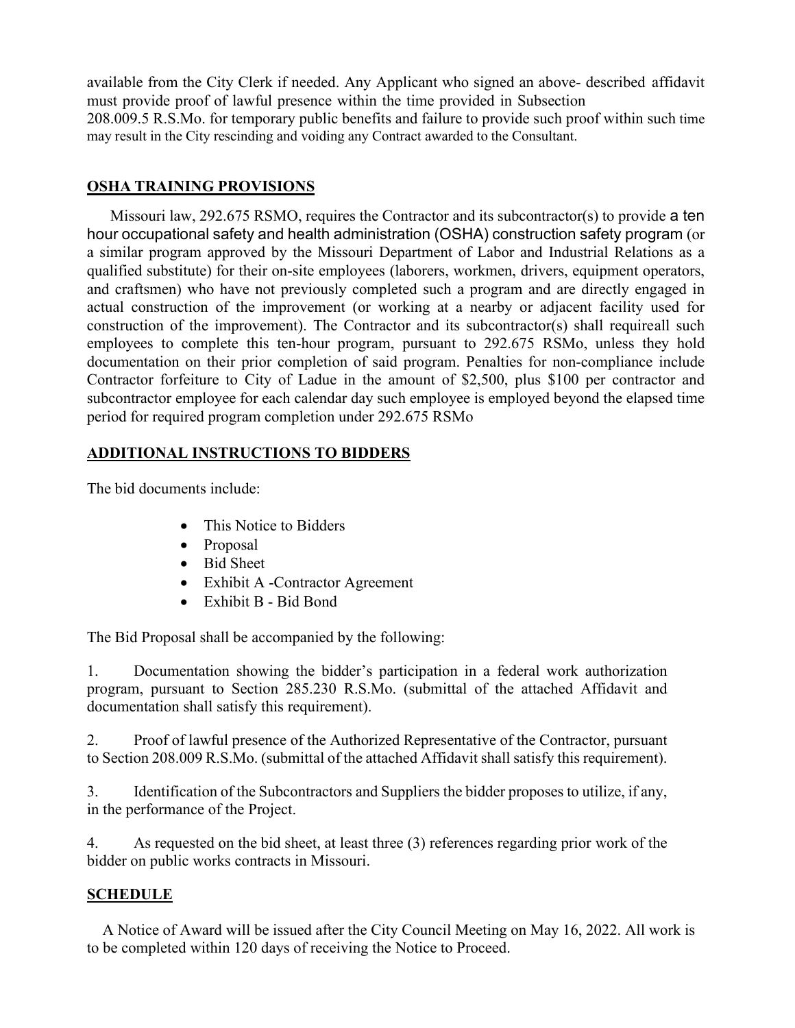available from the City Clerk if needed. Any Applicant who signed an above- described affidavit must provide proof of lawful presence within the time provided in Subsection 208.009.5 R.S.Mo. for temporary public benefits and failure to provide such proof within such time may result in the City rescinding and voiding any Contract awarded to the Consultant.

## OSHA TRAINING PROVISIONS

Missouri law, 292.675 RSMO, requires the Contractor and its subcontractor(s) to provide a ten hour occupational safety and health administration (OSHA) construction safety program (or a similar program approved by the Missouri Department of Labor and Industrial Relations as a qualified substitute) for their on-site employees (laborers, workmen, drivers, equipment operators, and craftsmen) who have not previously completed such a program and are directly engaged in actual construction of the improvement (or working at a nearby or adjacent facility used for construction of the improvement). The Contractor and its subcontractor(s) shall requireall such employees to complete this ten-hour program, pursuant to 292.675 RSMo, unless they hold documentation on their prior completion of said program. Penalties for non-compliance include Contractor forfeiture to City of Ladue in the amount of $2,500, plus $100 per contractor and subcontractor employee for each calendar day such employee is employed beyond the elapsed time period for required program completion under 292.675 RSMo

## ADDITIONAL INSTRUCTIONS TO BIDDERS

The bid documents include:

- This Notice to Bidders
- Proposal
- Bid Sheet
- Exhibit A -Contractor Agreement
- Exhibit B - Bid Bond

The Bid Proposal shall be accompanied by the following:

1. Documentation showing the bidder's participation in a federal work authorization program, pursuant to Section 285.230 R.S.Mo. (submittal of the attached Affidavit and documentation shall satisfy this requirement).

2. Proof of lawful presence of the Authorized Representative of the Contractor, pursuant to Section 208.009 R.S.Mo. (submittal of the attached Affidavit shall satisfy this requirement).

3. Identification of the Subcontractors and Suppliers the bidder proposes to utilize, if any, in the performance of the Project.

4. As requested on the bid sheet, at least three (3) references regarding prior work of the bidder on public works contracts in Missouri.

## SCHEDULE

A Notice of Award will be issued after the City Council Meeting on May 16, 2022. All work is to be completed within 120 days of receiving the Notice to Proceed.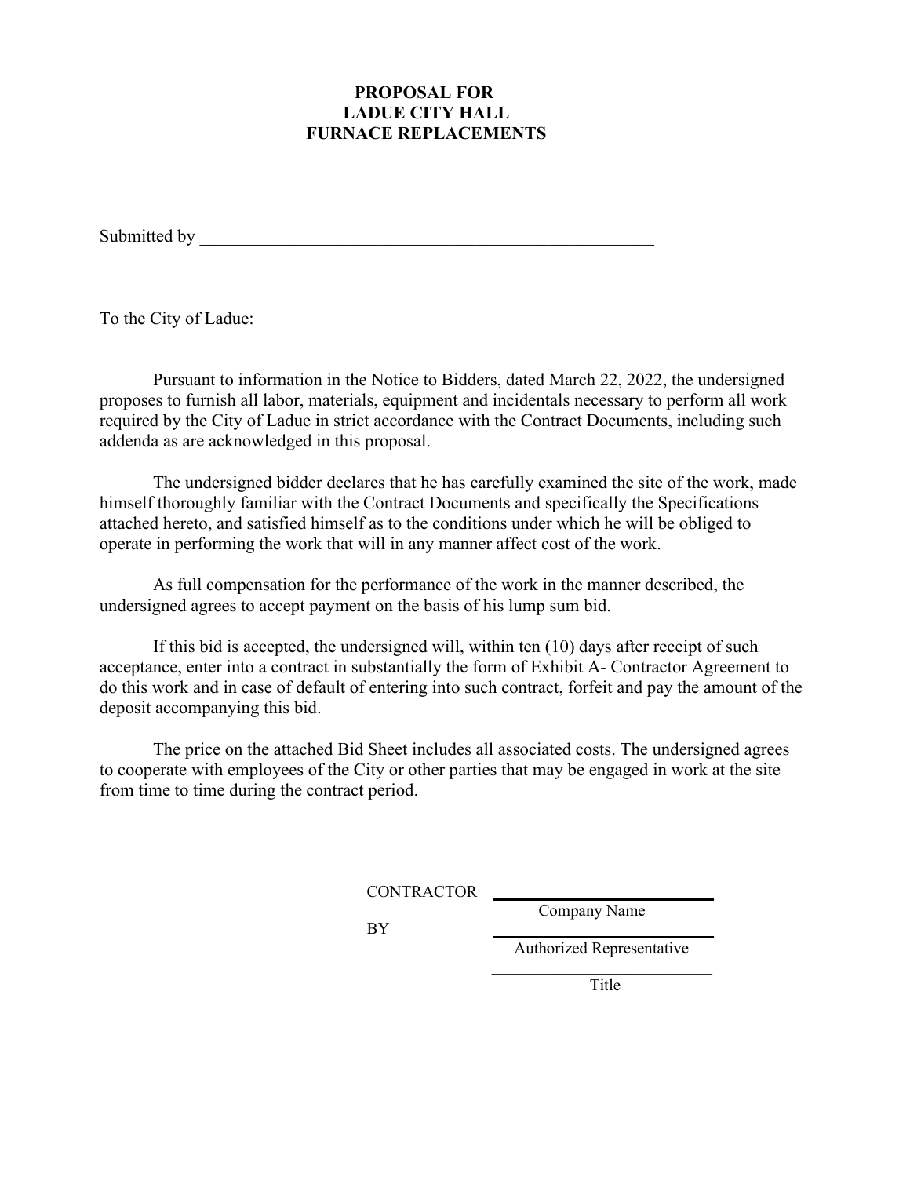# PROPOSAL FOR
# LADUE CITY HALL
# FURNACE REPLACEMENTS

Submitted by ______________________________________________________

To the City of Ladue:

Pursuant to information in the Notice to Bidders, dated March 22, 2022, the undersigned proposes to furnish all labor, materials, equipment and incidentals necessary to perform all work required by the City of Ladue in strict accordance with the Contract Documents, including such addenda as are acknowledged in this proposal.

The undersigned bidder declares that he has carefully examined the site of the work, made himself thoroughly familiar with the Contract Documents and specifically the Specifications attached hereto, and satisfied himself as to the conditions under which he will be obliged to operate in performing the work that will in any manner affect cost of the work.

As full compensation for the performance of the work in the manner described, the undersigned agrees to accept payment on the basis of his lump sum bid.

If this bid is accepted, the undersigned will, within ten (10) days after receipt of such acceptance, enter into a contract in substantially the form of Exhibit A- Contractor Agreement to do this work and in case of default of entering into such contract, forfeit and pay the amount of the deposit accompanying this bid.

The price on the attached Bid Sheet includes all associated costs. The undersigned agrees to cooperate with employees of the City or other parties that may be engaged in work at the site from time to time during the contract period.

CONTRACTOR ______________________________
Company Name

BY ______________________________
Authorized Representative

______________________________
Title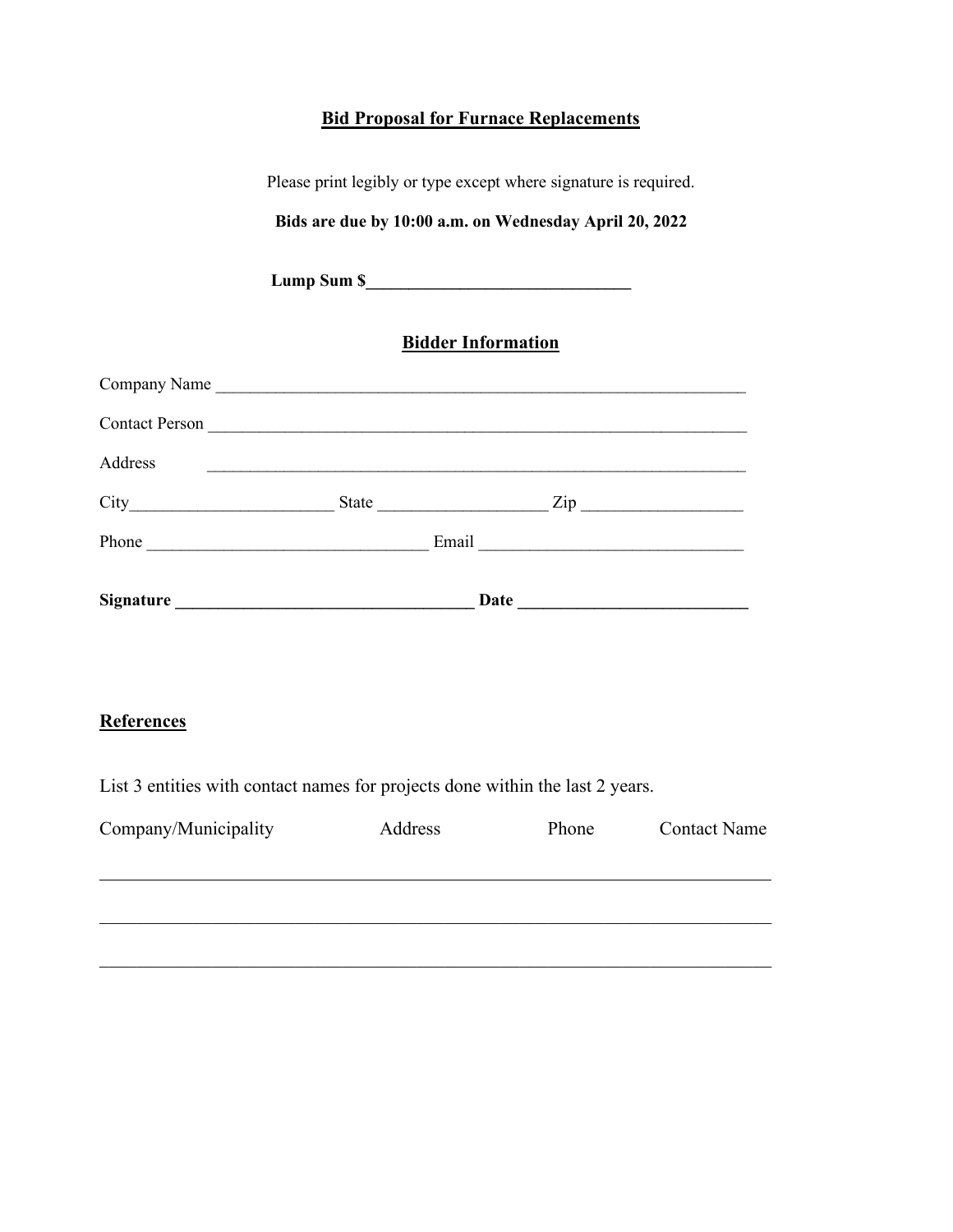## Bid Proposal for Furnace Replacements

Please print legibly or type except where signature is required.

**Bids are due by 10:00 a.m. on Wednesday April 20, 2022**

**Lump Sum $_______________________________**

## Bidder Information

Company Name _________________________________________________________________

Contact Person _________________________________________________________________

Address _________________________________________________________________

City________________________ State ___________________ Zip __________________

Phone ________________________________ Email ______________________________

**Signature __________________________________ Date __________________________**

### References

List 3 entities with contact names for projects done within the last 2 years.

| Company/Municipality | Address | Phone | Contact Name |
|---|---|---|---|
| | | | |
| | | | |
| | | | |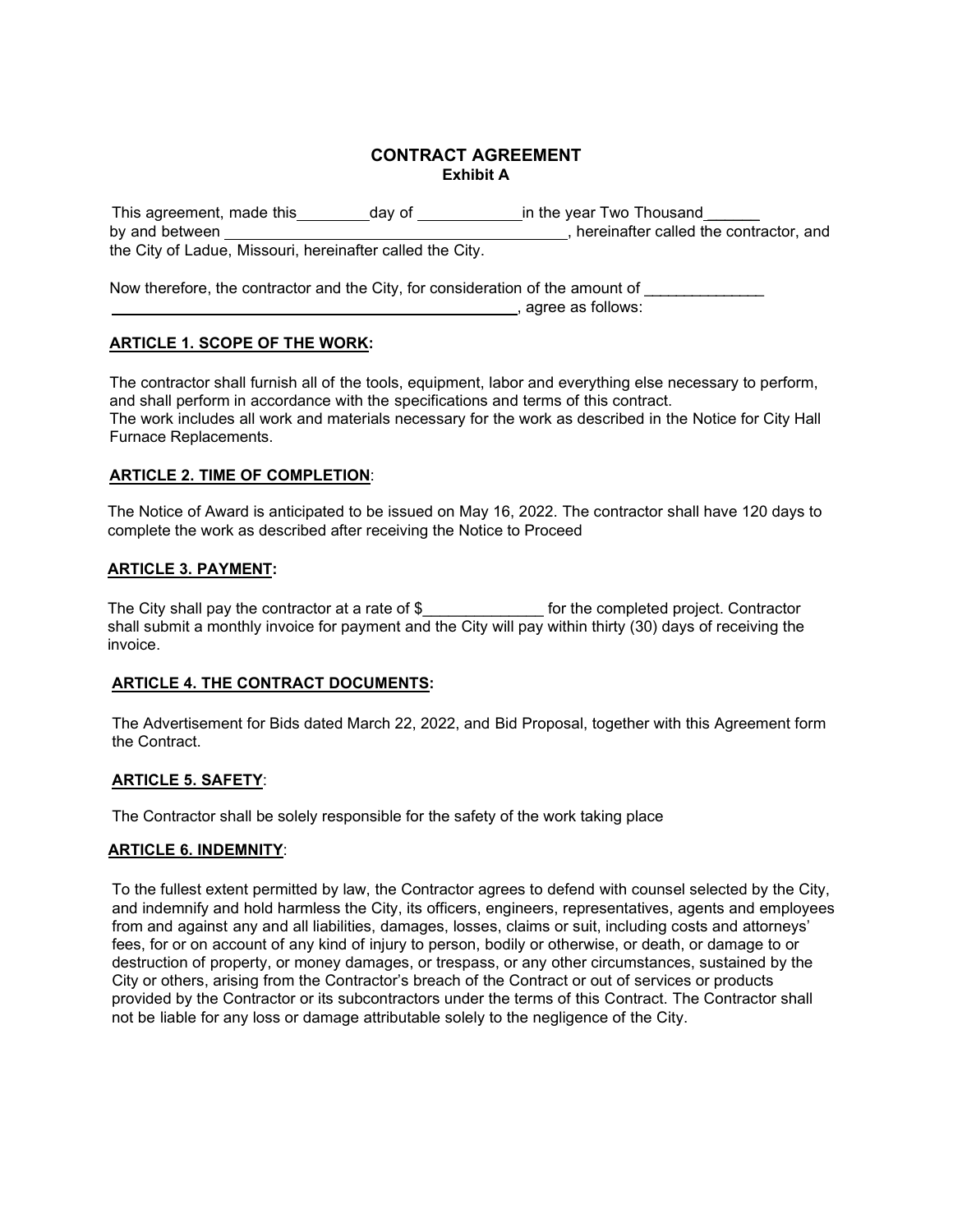# CONTRACT AGREEMENT
## Exhibit A

This agreement, made this________day of ____________in the year Two Thousand______ by and between ________________________________________, hereinafter called the contractor, and the City of Ladue, Missouri, hereinafter called the City.

Now therefore, the contractor and the City, for consideration of the amount of ______________ ________________________________________________, agree as follows:

**ARTICLE 1. SCOPE OF THE WORK:**

The contractor shall furnish all of the tools, equipment, labor and everything else necessary to perform, and shall perform in accordance with the specifications and terms of this contract.
The work includes all work and materials necessary for the work as described in the Notice for City Hall Furnace Replacements.

**ARTICLE 2. TIME OF COMPLETION**:

The Notice of Award is anticipated to be issued on May 16, 2022. The contractor shall have 120 days to complete the work as described after receiving the Notice to Proceed

**ARTICLE 3. PAYMENT:**

The City shall pay the contractor at a rate of $______________ for the completed project. Contractor shall submit a monthly invoice for payment and the City will pay within thirty (30) days of receiving the invoice.

**ARTICLE 4. THE CONTRACT DOCUMENTS:**

The Advertisement for Bids dated March 22, 2022, and Bid Proposal, together with this Agreement form the Contract.

**ARTICLE 5. SAFETY**:

The Contractor shall be solely responsible for the safety of the work taking place

**ARTICLE 6. INDEMNITY**:

To the fullest extent permitted by law, the Contractor agrees to defend with counsel selected by the City, and indemnify and hold harmless the City, its officers, engineers, representatives, agents and employees from and against any and all liabilities, damages, losses, claims or suit, including costs and attorneys' fees, for or on account of any kind of injury to person, bodily or otherwise, or death, or damage to or destruction of property, or money damages, or trespass, or any other circumstances, sustained by the City or others, arising from the Contractor's breach of the Contract or out of services or products provided by the Contractor or its subcontractors under the terms of this Contract. The Contractor shall not be liable for any loss or damage attributable solely to the negligence of the City.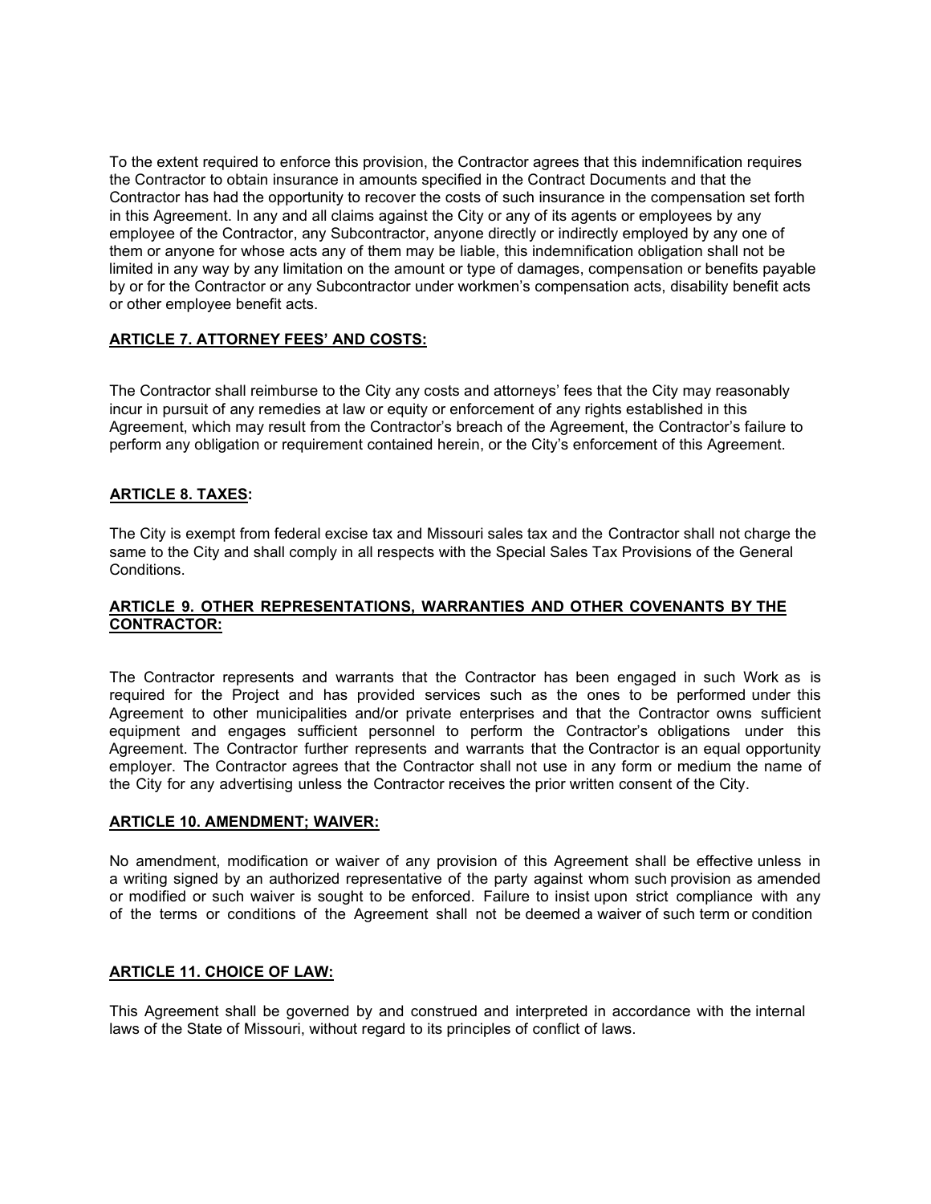To the extent required to enforce this provision, the Contractor agrees that this indemnification requires the Contractor to obtain insurance in amounts specified in the Contract Documents and that the Contractor has had the opportunity to recover the costs of such insurance in the compensation set forth in this Agreement. In any and all claims against the City or any of its agents or employees by any employee of the Contractor, any Subcontractor, anyone directly or indirectly employed by any one of them or anyone for whose acts any of them may be liable, this indemnification obligation shall not be limited in any way by any limitation on the amount or type of damages, compensation or benefits payable by or for the Contractor or any Subcontractor under workmen's compensation acts, disability benefit acts or other employee benefit acts.

## ARTICLE 7. ATTORNEY FEES' AND COSTS:

The Contractor shall reimburse to the City any costs and attorneys' fees that the City may reasonably incur in pursuit of any remedies at law or equity or enforcement of any rights established in this Agreement, which may result from the Contractor's breach of the Agreement, the Contractor's failure to perform any obligation or requirement contained herein, or the City's enforcement of this Agreement.

## ARTICLE 8. TAXES:

The City is exempt from federal excise tax and Missouri sales tax and the Contractor shall not charge the same to the City and shall comply in all respects with the Special Sales Tax Provisions of the General Conditions.

## ARTICLE 9. OTHER REPRESENTATIONS, WARRANTIES AND OTHER COVENANTS BY THE CONTRACTOR:

The Contractor represents and warrants that the Contractor has been engaged in such Work as is required for the Project and has provided services such as the ones to be performed under this Agreement to other municipalities and/or private enterprises and that the Contractor owns sufficient equipment and engages sufficient personnel to perform the Contractor's obligations under this Agreement. The Contractor further represents and warrants that the Contractor is an equal opportunity employer. The Contractor agrees that the Contractor shall not use in any form or medium the name of the City for any advertising unless the Contractor receives the prior written consent of the City.

## ARTICLE 10. AMENDMENT; WAIVER:

No amendment, modification or waiver of any provision of this Agreement shall be effective unless in a writing signed by an authorized representative of the party against whom such provision as amended or modified or such waiver is sought to be enforced. Failure to insist upon strict compliance with any of the terms or conditions of the Agreement shall not be deemed a waiver of such term or condition

## ARTICLE 11. CHOICE OF LAW:

This Agreement shall be governed by and construed and interpreted in accordance with the internal laws of the State of Missouri, without regard to its principles of conflict of laws.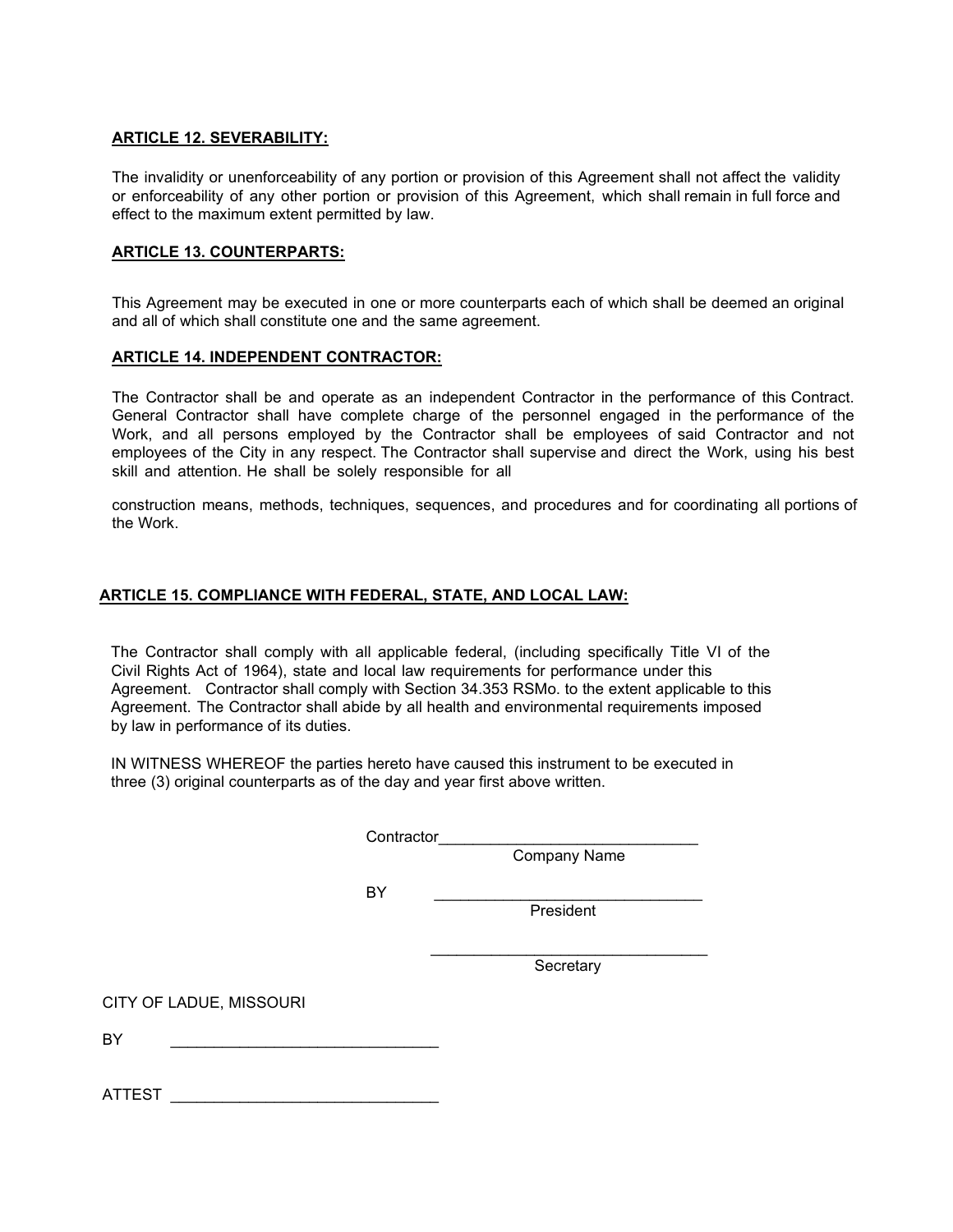**ARTICLE 12. SEVERABILITY:**

The invalidity or unenforceability of any portion or provision of this Agreement shall not affect the validity or enforceability of any other portion or provision of this Agreement, which shall remain in full force and effect to the maximum extent permitted by law.

**ARTICLE 13. COUNTERPARTS:**

This Agreement may be executed in one or more counterparts each of which shall be deemed an original and all of which shall constitute one and the same agreement.

**ARTICLE 14. INDEPENDENT CONTRACTOR:**

The Contractor shall be and operate as an independent Contractor in the performance of this Contract. General Contractor shall have complete charge of the personnel engaged in the performance of the Work, and all persons employed by the Contractor shall be employees of said Contractor and not employees of the City in any respect. The Contractor shall supervise and direct the Work, using his best skill and attention. He shall be solely responsible for all construction means, methods, techniques, sequences, and procedures and for coordinating all portions of the Work.

**ARTICLE 15. COMPLIANCE WITH FEDERAL, STATE, AND LOCAL LAW:**

The Contractor shall comply with all applicable federal, (including specifically Title VI of the Civil Rights Act of 1964), state and local law requirements for performance under this Agreement. Contractor shall comply with Section 34.353 RSMo. to the extent applicable to this Agreement. The Contractor shall abide by all health and environmental requirements imposed by law in performance of its duties.

IN WITNESS WHEREOF the parties hereto have caused this instrument to be executed in three (3) original counterparts as of the day and year first above written.

Contractor______________________________
Company Name

BY ______________________________
President

______________________________
Secretary

CITY OF LADUE, MISSOURI

BY ______________________________

ATTEST ______________________________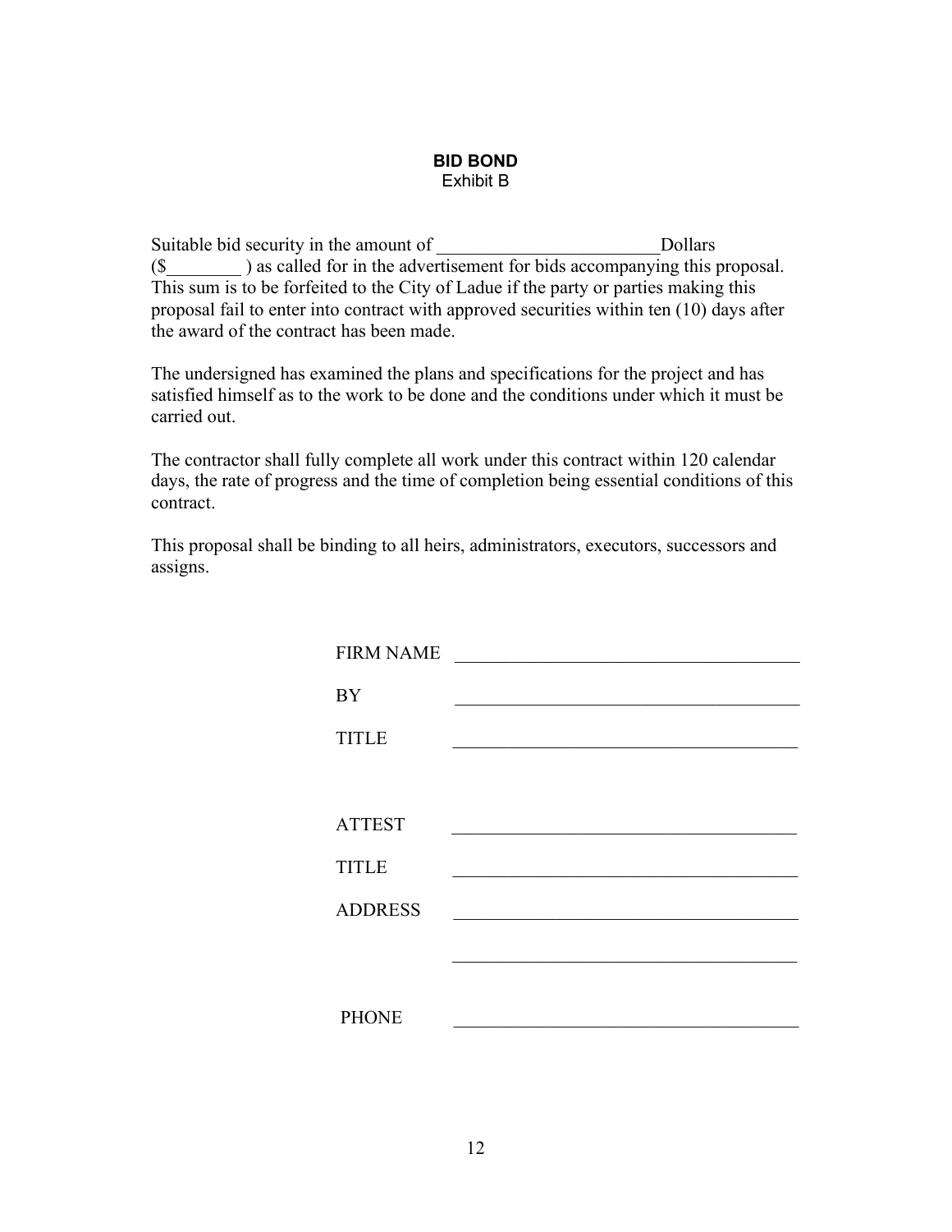**BID BOND**
Exhibit B

Suitable bid security in the amount of ________________________Dollars ($________ ) as called for in the advertisement for bids accompanying this proposal. This sum is to be forfeited to the City of Ladue if the party or parties making this proposal fail to enter into contract with approved securities within ten (10) days after the award of the contract has been made.

The undersigned has examined the plans and specifications for the project and has satisfied himself as to the work to be done and the conditions under which it must be carried out.

The contractor shall fully complete all work under this contract within 120 calendar days, the rate of progress and the time of completion being essential conditions of this contract.

This proposal shall be binding to all heirs, administrators, executors, successors and assigns.

FIRM NAME ______________________________________

BY ______________________________________

TITLE ______________________________________

ATTEST ______________________________________

TITLE ______________________________________

ADDRESS ______________________________________

______________________________________

PHONE ______________________________________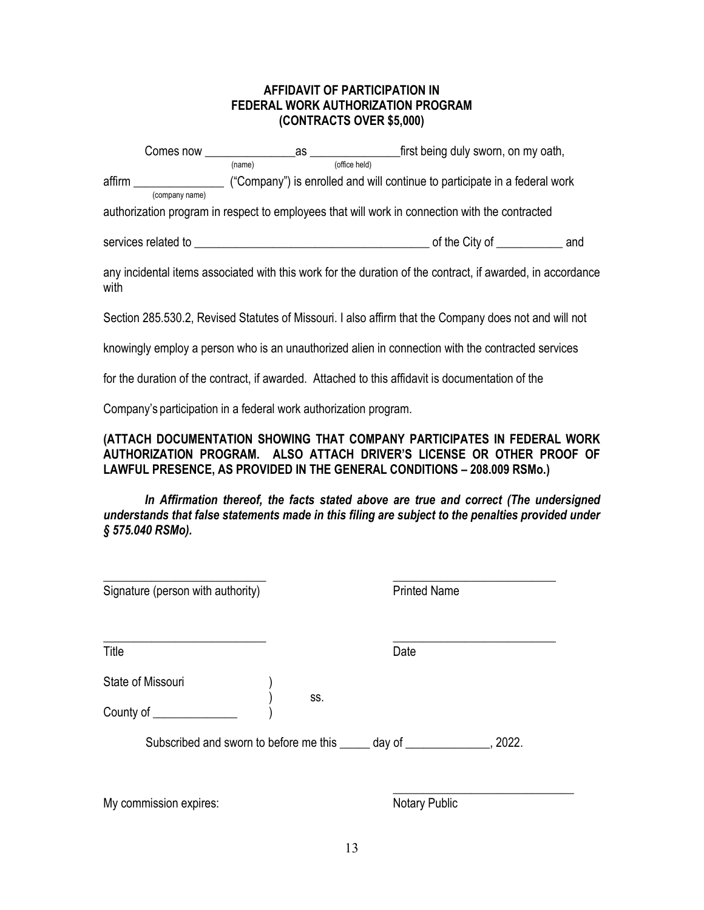**AFFIDAVIT OF PARTICIPATION IN
FEDERAL WORK AUTHORIZATION PROGRAM
(CONTRACTS OVER $5,000)**

Comes now _______________ (name) as _______________ (office held) first being duly sworn, on my oath, affirm _______________ (company name) ("Company") is enrolled and will continue to participate in a federal work authorization program in respect to employees that will work in connection with the contracted services related to ________________________________________ of the City of ___________ and any incidental items associated with this work for the duration of the contract, if awarded, in accordance with

Section 285.530.2, Revised Statutes of Missouri. I also affirm that the Company does not and will not knowingly employ a person who is an unauthorized alien in connection with the contracted services for the duration of the contract, if awarded. Attached to this affidavit is documentation of the Company's participation in a federal work authorization program.

**(ATTACH DOCUMENTATION SHOWING THAT COMPANY PARTICIPATES IN FEDERAL WORK AUTHORIZATION PROGRAM. ALSO ATTACH DRIVER'S LICENSE OR OTHER PROOF OF LAWFUL PRESENCE, AS PROVIDED IN THE GENERAL CONDITIONS – 208.009 RSMo.)**

***In Affirmation thereof, the facts stated above are true and correct (The undersigned understands that false statements made in this filing are subject to the penalties provided under § 575.040 RSMo).***

___________________________ ___________________________
Signature (person with authority) Printed Name

___________________________ ___________________________
Title Date

State of Missouri )
) ss.
County of ______________ )

Subscribed and sworn to before me this _____ day of ______________, 2022.

My commission expires: ______________________________
Notary Public